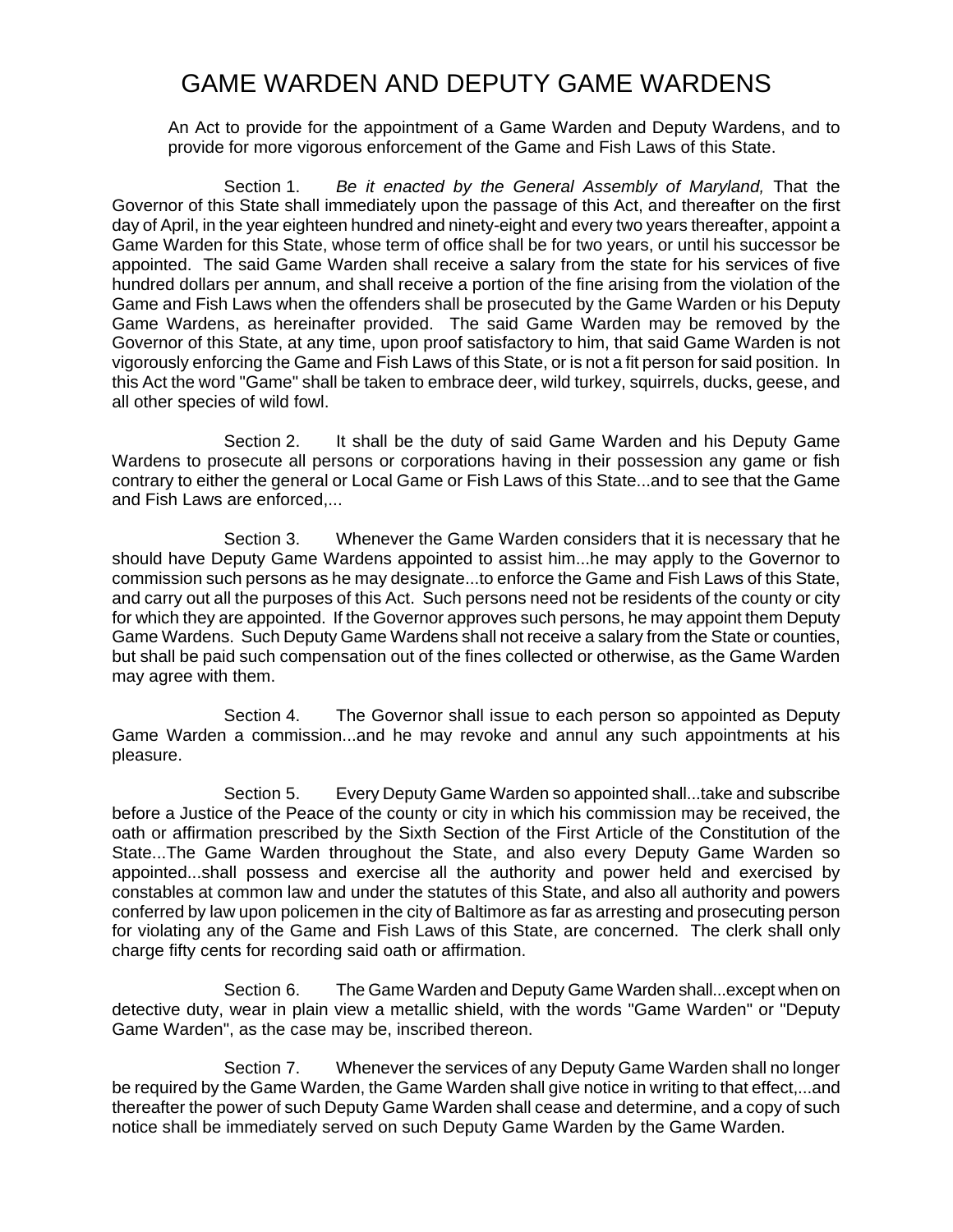# GAME WARDEN AND DEPUTY GAME WARDENS

An Act to provide for the appointment of a Game Warden and Deputy Wardens, and to provide for more vigorous enforcement of the Game and Fish Laws of this State.

Section 1. *Be it enacted by the General Assembly of Maryland,* That the Governor of this State shall immediately upon the passage of this Act, and thereafter on the first day of April, in the year eighteen hundred and ninety-eight and every two years thereafter, appoint a Game Warden for this State, whose term of office shall be for two years, or until his successor be appointed. The said Game Warden shall receive a salary from the state for his services of five hundred dollars per annum, and shall receive a portion of the fine arising from the violation of the Game and Fish Laws when the offenders shall be prosecuted by the Game Warden or his Deputy Game Wardens, as hereinafter provided. The said Game Warden may be removed by the Governor of this State, at any time, upon proof satisfactory to him, that said Game Warden is not vigorously enforcing the Game and Fish Laws of this State, or is not a fit person for said position. In this Act the word "Game" shall be taken to embrace deer, wild turkey, squirrels, ducks, geese, and all other species of wild fowl.

Section 2. It shall be the duty of said Game Warden and his Deputy Game Wardens to prosecute all persons or corporations having in their possession any game or fish contrary to either the general or Local Game or Fish Laws of this State...and to see that the Game and Fish Laws are enforced,...

Section 3. Whenever the Game Warden considers that it is necessary that he should have Deputy Game Wardens appointed to assist him...he may apply to the Governor to commission such persons as he may designate...to enforce the Game and Fish Laws of this State, and carry out all the purposes of this Act. Such persons need not be residents of the county or city for which they are appointed. If the Governor approves such persons, he may appoint them Deputy Game Wardens. Such Deputy Game Wardens shall not receive a salary from the State or counties, but shall be paid such compensation out of the fines collected or otherwise, as the Game Warden may agree with them.

Section 4. The Governor shall issue to each person so appointed as Deputy Game Warden a commission...and he may revoke and annul any such appointments at his pleasure.

Section 5. Every Deputy Game Warden so appointed shall...take and subscribe before a Justice of the Peace of the county or city in which his commission may be received, the oath or affirmation prescribed by the Sixth Section of the First Article of the Constitution of the State...The Game Warden throughout the State, and also every Deputy Game Warden so appointed...shall possess and exercise all the authority and power held and exercised by constables at common law and under the statutes of this State, and also all authority and powers conferred by law upon policemen in the city of Baltimore as far as arresting and prosecuting person for violating any of the Game and Fish Laws of this State, are concerned. The clerk shall only charge fifty cents for recording said oath or affirmation.

Section 6. The Game Warden and Deputy Game Warden shall...except when on detective duty, wear in plain view a metallic shield, with the words "Game Warden" or "Deputy Game Warden", as the case may be, inscribed thereon.

Section 7. Whenever the services of any Deputy Game Warden shall no longer be required by the Game Warden, the Game Warden shall give notice in writing to that effect,...and thereafter the power of such Deputy Game Warden shall cease and determine, and a copy of such notice shall be immediately served on such Deputy Game Warden by the Game Warden.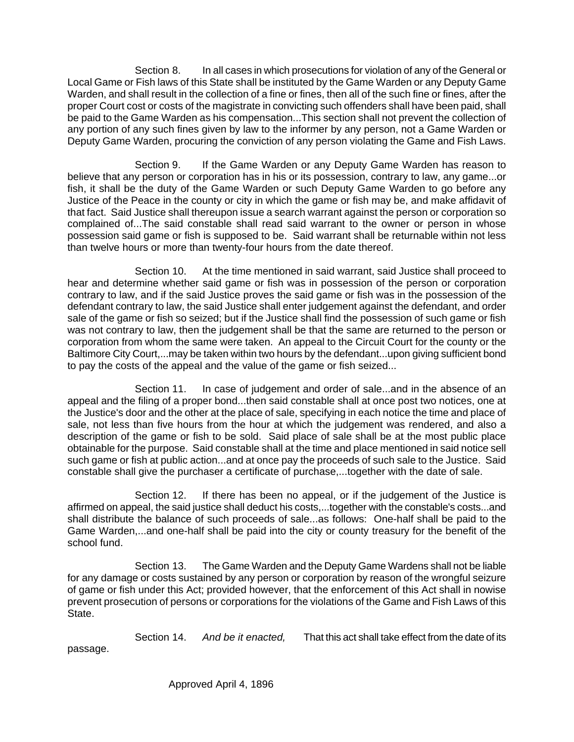Section 8. In all cases in which prosecutions for violation of any of the General or Local Game or Fish laws of this State shall be instituted by the Game Warden or any Deputy Game Warden, and shall result in the collection of a fine or fines, then all of the such fine or fines, after the proper Court cost or costs of the magistrate in convicting such offenders shall have been paid, shall be paid to the Game Warden as his compensation...This section shall not prevent the collection of any portion of any such fines given by law to the informer by any person, not a Game Warden or Deputy Game Warden, procuring the conviction of any person violating the Game and Fish Laws.

Section 9. If the Game Warden or any Deputy Game Warden has reason to believe that any person or corporation has in his or its possession, contrary to law, any game...or fish, it shall be the duty of the Game Warden or such Deputy Game Warden to go before any Justice of the Peace in the county or city in which the game or fish may be, and make affidavit of that fact. Said Justice shall thereupon issue a search warrant against the person or corporation so complained of...The said constable shall read said warrant to the owner or person in whose possession said game or fish is supposed to be. Said warrant shall be returnable within not less than twelve hours or more than twenty-four hours from the date thereof.

Section 10. At the time mentioned in said warrant, said Justice shall proceed to hear and determine whether said game or fish was in possession of the person or corporation contrary to law, and if the said Justice proves the said game or fish was in the possession of the defendant contrary to law, the said Justice shall enter judgement against the defendant, and order sale of the game or fish so seized; but if the Justice shall find the possession of such game or fish was not contrary to law, then the judgement shall be that the same are returned to the person or corporation from whom the same were taken. An appeal to the Circuit Court for the county or the Baltimore City Court,...may be taken within two hours by the defendant...upon giving sufficient bond to pay the costs of the appeal and the value of the game or fish seized...

Section 11. In case of judgement and order of sale...and in the absence of an appeal and the filing of a proper bond...then said constable shall at once post two notices, one at the Justice's door and the other at the place of sale, specifying in each notice the time and place of sale, not less than five hours from the hour at which the judgement was rendered, and also a description of the game or fish to be sold. Said place of sale shall be at the most public place obtainable for the purpose. Said constable shall at the time and place mentioned in said notice sell such game or fish at public action...and at once pay the proceeds of such sale to the Justice. Said constable shall give the purchaser a certificate of purchase,...together with the date of sale.

Section 12. If there has been no appeal, or if the judgement of the Justice is affirmed on appeal, the said justice shall deduct his costs,...together with the constable's costs...and shall distribute the balance of such proceeds of sale...as follows: One-half shall be paid to the Game Warden,...and one-half shall be paid into the city or county treasury for the benefit of the school fund.

Section 13. The Game Warden and the Deputy Game Wardens shall not be liable for any damage or costs sustained by any person or corporation by reason of the wrongful seizure of game or fish under this Act; provided however, that the enforcement of this Act shall in nowise prevent prosecution of persons or corporations for the violations of the Game and Fish Laws of this State.

Section 14. *And be it enacted,* That this act shall take effect from the date of its passage.

Approved April 4, 1896